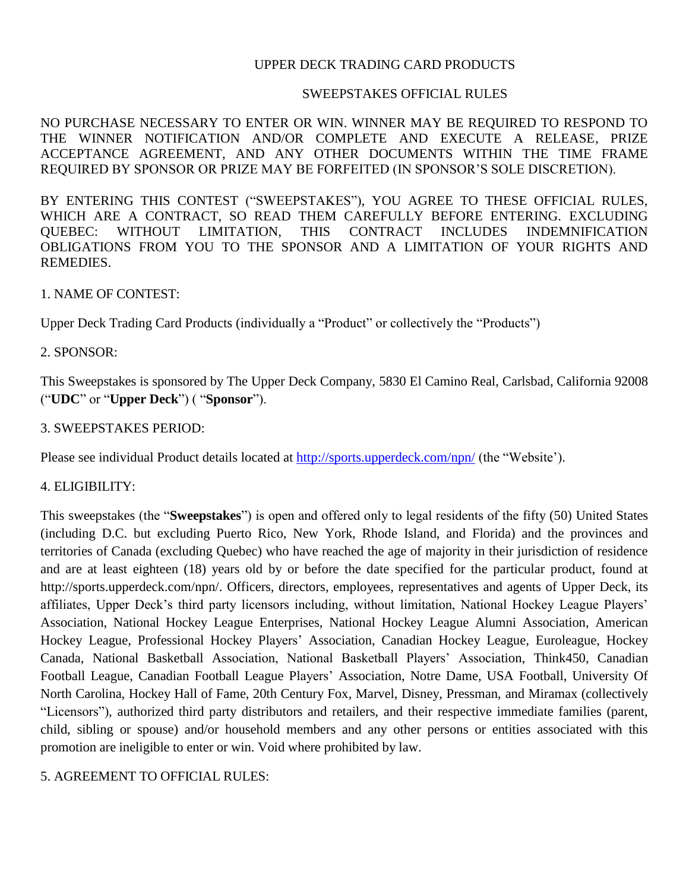# UPPER DECK TRADING CARD PRODUCTS

## SWEEPSTAKES OFFICIAL RULES

NO PURCHASE NECESSARY TO ENTER OR WIN. WINNER MAY BE REQUIRED TO RESPOND TO THE WINNER NOTIFICATION AND/OR COMPLETE AND EXECUTE A RELEASE, PRIZE ACCEPTANCE AGREEMENT, AND ANY OTHER DOCUMENTS WITHIN THE TIME FRAME REQUIRED BY SPONSOR OR PRIZE MAY BE FORFEITED (IN SPONSOR'S SOLE DISCRETION).

BY ENTERING THIS CONTEST ("SWEEPSTAKES"), YOU AGREE TO THESE OFFICIAL RULES, WHICH ARE A CONTRACT, SO READ THEM CAREFULLY BEFORE ENTERING. EXCLUDING QUEBEC: WITHOUT LIMITATION, THIS CONTRACT INCLUDES INDEMNIFICATION OBLIGATIONS FROM YOU TO THE SPONSOR AND A LIMITATION OF YOUR RIGHTS AND REMEDIES.

### 1. NAME OF CONTEST:

Upper Deck Trading Card Products (individually a "Product" or collectively the "Products")

### 2. SPONSOR:

This Sweepstakes is sponsored by The Upper Deck Company, 5830 El Camino Real, Carlsbad, California 92008 ("**UDC**" or "**Upper Deck**") ( "**Sponsor**").

### 3. SWEEPSTAKES PERIOD:

Please see individual Product details located at [http://sports.upperdeck.com/npn/](http://sports.upperdeck.com/npn/) (the "Website').

### 4. ELIGIBILITY:

This sweepstakes (the "**Sweepstakes**") is open and offered only to legal residents of the fifty (50) United States (including D.C. but excluding Puerto Rico, New York, Rhode Island, and Florida) and the provinces and territories of Canada (excluding Quebec) who have reached the age of majority in their jurisdiction of residence and are at least eighteen (18) years old by or before the date specified for the particular product, found at http://sports.upperdeck.com/npn/. Officers, directors, employees, representatives and agents of Upper Deck, its affiliates, Upper Deck's third party licensors including, without limitation, National Hockey League Players' Association, National Hockey League Enterprises, National Hockey League Alumni Association, American Hockey League, Professional Hockey Players' Association, Canadian Hockey League, Euroleague, Hockey Canada, National Basketball Association, National Basketball Players' Association, Think450, Canadian Football League, Canadian Football League Players' Association, Notre Dame, USA Football, University Of North Carolina, Hockey Hall of Fame, 20th Century Fox, Marvel, Disney, Pressman, and Miramax (collectively "Licensors"), authorized third party distributors and retailers, and their respective immediate families (parent, child, sibling or spouse) and/or household members and any other persons or entities associated with this promotion are ineligible to enter or win. Void where prohibited by law.

### 5. AGREEMENT TO OFFICIAL RULES: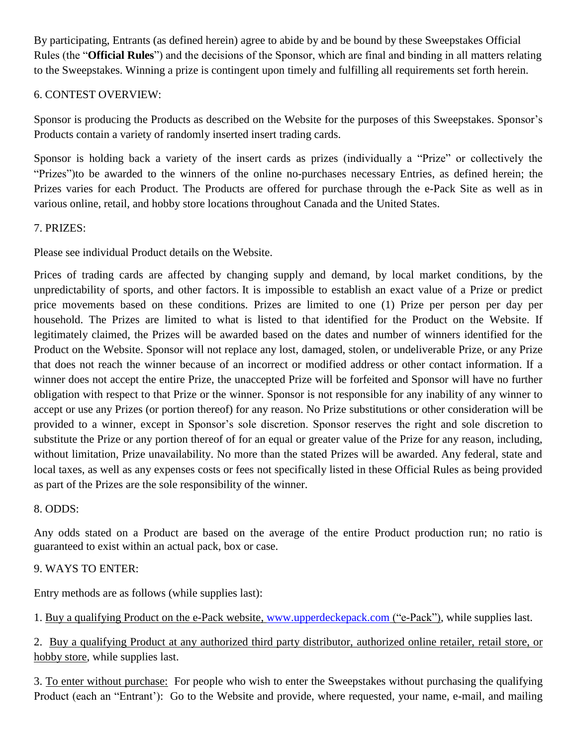By participating, Entrants (as defined herein) agree to abide by and be bound by these Sweepstakes Official Rules (the "**Official Rules**") and the decisions of the Sponsor, which are final and binding in all matters relating to the Sweepstakes. Winning a prize is contingent upon timely and fulfilling all requirements set forth herein.

6. CONTEST OVERVIEW:

Sponsor is producing the Products as described on the Website for the purposes of this Sweepstakes. Sponsor's Products contain a variety of randomly inserted insert trading cards.

Sponsor is holding back a variety of the insert cards as prizes (individually a "Prize" or collectively the "Prizes")to be awarded to the winners of the online no-purchases necessary Entries, as defined herein; the Prizes varies for each Product. The Products are offered for purchase through the e-Pack Site as well as in various online, retail, and hobby store locations throughout Canada and the United States.

7. PRIZES:

Please see individual Product details on the Website.

Prices of trading cards are affected by changing supply and demand, by local market conditions, by the unpredictability of sports, and other factors. It is impossible to establish an exact value of a Prize or predict price movements based on these conditions. Prizes are limited to one (1) Prize per person per day per household. The Prizes are limited to what is listed to that identified for the Product on the Website. If legitimately claimed, the Prizes will be awarded based on the dates and number of winners identified for the Product on the Website. Sponsor will not replace any lost, damaged, stolen, or undeliverable Prize, or any Prize that does not reach the winner because of an incorrect or modified address or other contact information. If a winner does not accept the entire Prize, the unaccepted Prize will be forfeited and Sponsor will have no further obligation with respect to that Prize or the winner. Sponsor is not responsible for any inability of any winner to accept or use any Prizes (or portion thereof) for any reason. No Prize substitutions or other consideration will be provided to a winner, except in Sponsor's sole discretion. Sponsor reserves the right and sole discretion to substitute the Prize or any portion thereof of for an equal or greater value of the Prize for any reason, including, without limitation, Prize unavailability. No more than the stated Prizes will be awarded. Any federal, state and local taxes, as well as any expenses costs or fees not specifically listed in these Official Rules as being provided as part of the Prizes are the sole responsibility of the winner.

8. ODDS:

Any odds stated on a Product are based on the average of the entire Product production run; no ratio is guaranteed to exist within an actual pack, box or case.

9. WAYS TO ENTER:

Entry methods are as follows (while supplies last):

1. Buy a qualifying Product on the e-Pack website, www.upperdeckepack.com ("e-Pack"), while supplies last.

2. Buy a qualifying Product at any authorized third party distributor, authorized online retailer, retail store, or hobby store, while supplies last.

3. To enter without purchase: For people who wish to enter the Sweepstakes without purchasing the qualifying Product (each an "Entrant'): Go to the Website and provide, where requested, your name, e-mail, and mailing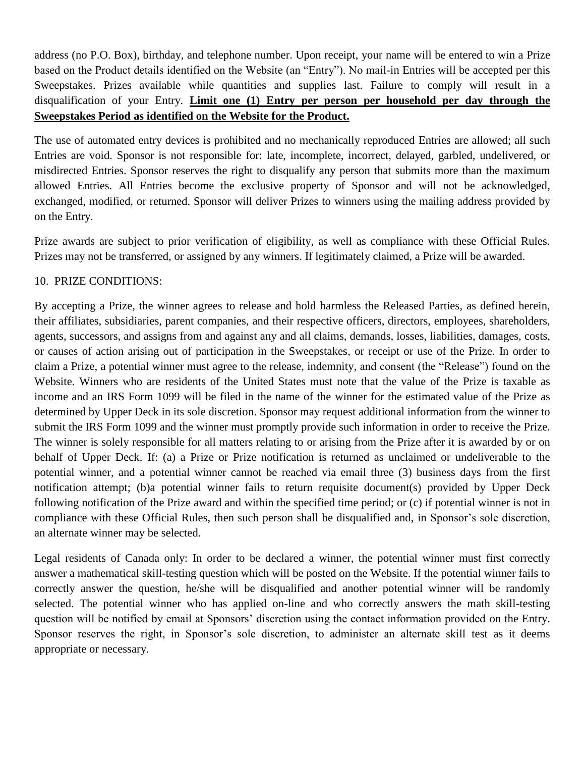address (no P.O. Box), birthday, and telephone number. Upon receipt, your name will be entered to win a Prize based on the Product details identified on the Website (an "Entry"). No mail-in Entries will be accepted per this Sweepstakes. Prizes available while quantities and supplies last. Failure to comply will result in a disqualification of your Entry. **<u>Limit one (1) Entry per person per household per day through the Sweepstakes Period as identified on the Website for the Product.</u>**

The use of automated entry devices is prohibited and no mechanically reproduced Entries are allowed; all such Entries are void. Sponsor is not responsible for: late, incomplete, incorrect, delayed, garbled, undelivered, or misdirected Entries. Sponsor reserves the right to disqualify any person that submits more than the maximum allowed Entries. All Entries become the exclusive property of Sponsor and will not be acknowledged, exchanged, modified, or returned. Sponsor will deliver Prizes to winners using the mailing address provided by on the Entry.

Prize awards are subject to prior verification of eligibility, as well as compliance with these Official Rules. Prizes may not be transferred, or assigned by any winners. If legitimately claimed, a Prize will be awarded.

10. PRIZE CONDITIONS:

By accepting a Prize, the winner agrees to release and hold harmless the Released Parties, as defined herein, their affiliates, subsidiaries, parent companies, and their respective officers, directors, employees, shareholders, agents, successors, and assigns from and against any and all claims, demands, losses, liabilities, damages, costs, or causes of action arising out of participation in the Sweepstakes, or receipt or use of the Prize. In order to claim a Prize, a potential winner must agree to the release, indemnity, and consent (the "Release") found on the Website. Winners who are residents of the United States must note that the value of the Prize is taxable as income and an IRS Form 1099 will be filed in the name of the winner for the estimated value of the Prize as determined by Upper Deck in its sole discretion. Sponsor may request additional information from the winner to submit the IRS Form 1099 and the winner must promptly provide such information in order to receive the Prize. The winner is solely responsible for all matters relating to or arising from the Prize after it is awarded by or on behalf of Upper Deck. If: (a) a Prize or Prize notification is returned as unclaimed or undeliverable to the potential winner, and a potential winner cannot be reached via email three (3) business days from the first notification attempt; (b)a potential winner fails to return requisite document(s) provided by Upper Deck following notification of the Prize award and within the specified time period; or (c) if potential winner is not in compliance with these Official Rules, then such person shall be disqualified and, in Sponsor's sole discretion, an alternate winner may be selected.

Legal residents of Canada only: In order to be declared a winner, the potential winner must first correctly answer a mathematical skill-testing question which will be posted on the Website. If the potential winner fails to correctly answer the question, he/she will be disqualified and another potential winner will be randomly selected. The potential winner who has applied on-line and who correctly answers the math skill-testing question will be notified by email at Sponsors' discretion using the contact information provided on the Entry. Sponsor reserves the right, in Sponsor's sole discretion, to administer an alternate skill test as it deems appropriate or necessary.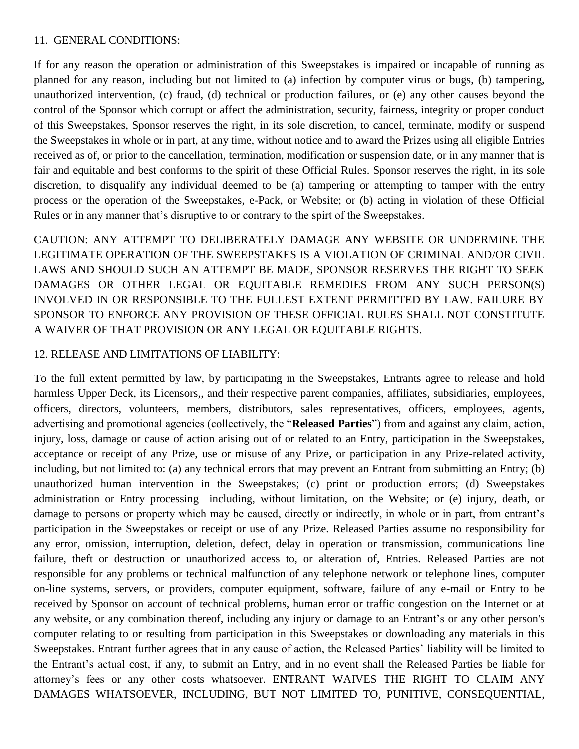11. GENERAL CONDITIONS:

If for any reason the operation or administration of this Sweepstakes is impaired or incapable of running as planned for any reason, including but not limited to (a) infection by computer virus or bugs, (b) tampering, unauthorized intervention, (c) fraud, (d) technical or production failures, or (e) any other causes beyond the control of the Sponsor which corrupt or affect the administration, security, fairness, integrity or proper conduct of this Sweepstakes, Sponsor reserves the right, in its sole discretion, to cancel, terminate, modify or suspend the Sweepstakes in whole or in part, at any time, without notice and to award the Prizes using all eligible Entries received as of, or prior to the cancellation, termination, modification or suspension date, or in any manner that is fair and equitable and best conforms to the spirit of these Official Rules. Sponsor reserves the right, in its sole discretion, to disqualify any individual deemed to be (a) tampering or attempting to tamper with the entry process or the operation of the Sweepstakes, e-Pack, or Website; or (b) acting in violation of these Official Rules or in any manner that's disruptive to or contrary to the spirt of the Sweepstakes.

CAUTION: ANY ATTEMPT TO DELIBERATELY DAMAGE ANY WEBSITE OR UNDERMINE THE LEGITIMATE OPERATION OF THE SWEEPSTAKES IS A VIOLATION OF CRIMINAL AND/OR CIVIL LAWS AND SHOULD SUCH AN ATTEMPT BE MADE, SPONSOR RESERVES THE RIGHT TO SEEK DAMAGES OR OTHER LEGAL OR EQUITABLE REMEDIES FROM ANY SUCH PERSON(S) INVOLVED IN OR RESPONSIBLE TO THE FULLEST EXTENT PERMITTED BY LAW. FAILURE BY SPONSOR TO ENFORCE ANY PROVISION OF THESE OFFICIAL RULES SHALL NOT CONSTITUTE A WAIVER OF THAT PROVISION OR ANY LEGAL OR EQUITABLE RIGHTS.

12. RELEASE AND LIMITATIONS OF LIABILITY:

To the full extent permitted by law, by participating in the Sweepstakes, Entrants agree to release and hold harmless Upper Deck, its Licensors,, and their respective parent companies, affiliates, subsidiaries, employees, officers, directors, volunteers, members, distributors, sales representatives, officers, employees, agents, advertising and promotional agencies (collectively, the "**Released Parties**") from and against any claim, action, injury, loss, damage or cause of action arising out of or related to an Entry, participation in the Sweepstakes, acceptance or receipt of any Prize, use or misuse of any Prize, or participation in any Prize-related activity, including, but not limited to: (a) any technical errors that may prevent an Entrant from submitting an Entry; (b) unauthorized human intervention in the Sweepstakes; (c) print or production errors; (d) Sweepstakes administration or Entry processing including, without limitation, on the Website; or (e) injury, death, or damage to persons or property which may be caused, directly or indirectly, in whole or in part, from entrant's participation in the Sweepstakes or receipt or use of any Prize. Released Parties assume no responsibility for any error, omission, interruption, deletion, defect, delay in operation or transmission, communications line failure, theft or destruction or unauthorized access to, or alteration of, Entries. Released Parties are not responsible for any problems or technical malfunction of any telephone network or telephone lines, computer on-line systems, servers, or providers, computer equipment, software, failure of any e-mail or Entry to be received by Sponsor on account of technical problems, human error or traffic congestion on the Internet or at any website, or any combination thereof, including any injury or damage to an Entrant's or any other person's computer relating to or resulting from participation in this Sweepstakes or downloading any materials in this Sweepstakes. Entrant further agrees that in any cause of action, the Released Parties' liability will be limited to the Entrant's actual cost, if any, to submit an Entry, and in no event shall the Released Parties be liable for attorney's fees or any other costs whatsoever. ENTRANT WAIVES THE RIGHT TO CLAIM ANY DAMAGES WHATSOEVER, INCLUDING, BUT NOT LIMITED TO, PUNITIVE, CONSEQUENTIAL,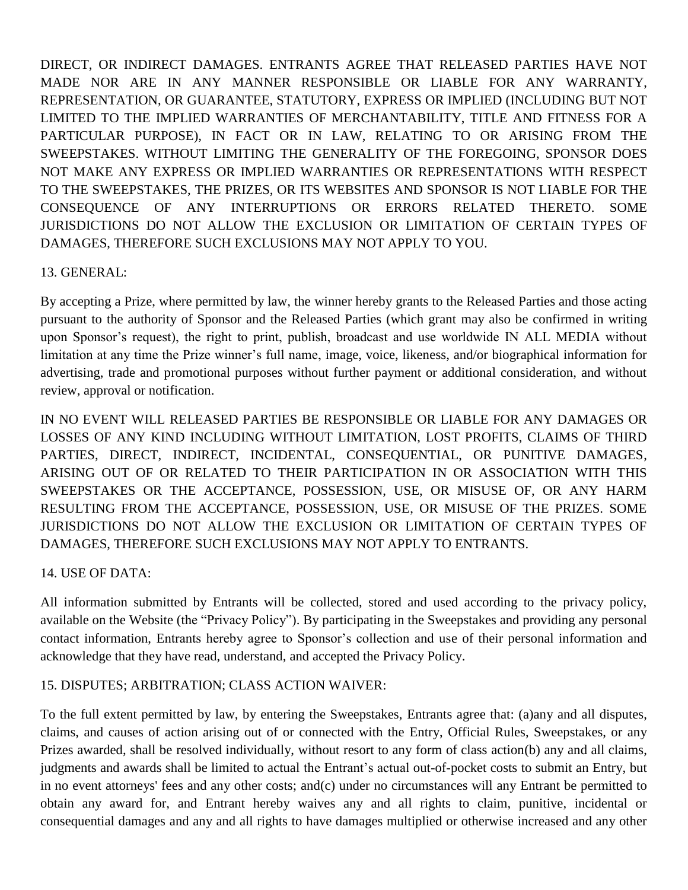DIRECT, OR INDIRECT DAMAGES. ENTRANTS AGREE THAT RELEASED PARTIES HAVE NOT MADE NOR ARE IN ANY MANNER RESPONSIBLE OR LIABLE FOR ANY WARRANTY, REPRESENTATION, OR GUARANTEE, STATUTORY, EXPRESS OR IMPLIED (INCLUDING BUT NOT LIMITED TO THE IMPLIED WARRANTIES OF MERCHANTABILITY, TITLE AND FITNESS FOR A PARTICULAR PURPOSE), IN FACT OR IN LAW, RELATING TO OR ARISING FROM THE SWEEPSTAKES. WITHOUT LIMITING THE GENERALITY OF THE FOREGOING, SPONSOR DOES NOT MAKE ANY EXPRESS OR IMPLIED WARRANTIES OR REPRESENTATIONS WITH RESPECT TO THE SWEEPSTAKES, THE PRIZES, OR ITS WEBSITES AND SPONSOR IS NOT LIABLE FOR THE CONSEQUENCE OF ANY INTERRUPTIONS OR ERRORS RELATED THERETO. SOME JURISDICTIONS DO NOT ALLOW THE EXCLUSION OR LIMITATION OF CERTAIN TYPES OF DAMAGES, THEREFORE SUCH EXCLUSIONS MAY NOT APPLY TO YOU.

13. GENERAL:

By accepting a Prize, where permitted by law, the winner hereby grants to the Released Parties and those acting pursuant to the authority of Sponsor and the Released Parties (which grant may also be confirmed in writing upon Sponsor's request), the right to print, publish, broadcast and use worldwide IN ALL MEDIA without limitation at any time the Prize winner's full name, image, voice, likeness, and/or biographical information for advertising, trade and promotional purposes without further payment or additional consideration, and without review, approval or notification.

IN NO EVENT WILL RELEASED PARTIES BE RESPONSIBLE OR LIABLE FOR ANY DAMAGES OR LOSSES OF ANY KIND INCLUDING WITHOUT LIMITATION, LOST PROFITS, CLAIMS OF THIRD PARTIES, DIRECT, INDIRECT, INCIDENTAL, CONSEQUENTIAL, OR PUNITIVE DAMAGES, ARISING OUT OF OR RELATED TO THEIR PARTICIPATION IN OR ASSOCIATION WITH THIS SWEEPSTAKES OR THE ACCEPTANCE, POSSESSION, USE, OR MISUSE OF, OR ANY HARM RESULTING FROM THE ACCEPTANCE, POSSESSION, USE, OR MISUSE OF THE PRIZES. SOME JURISDICTIONS DO NOT ALLOW THE EXCLUSION OR LIMITATION OF CERTAIN TYPES OF DAMAGES, THEREFORE SUCH EXCLUSIONS MAY NOT APPLY TO ENTRANTS.

14. USE OF DATA:

All information submitted by Entrants will be collected, stored and used according to the privacy policy, available on the Website (the "Privacy Policy"). By participating in the Sweepstakes and providing any personal contact information, Entrants hereby agree to Sponsor's collection and use of their personal information and acknowledge that they have read, understand, and accepted the Privacy Policy.

15. DISPUTES; ARBITRATION; CLASS ACTION WAIVER:

To the full extent permitted by law, by entering the Sweepstakes, Entrants agree that: (a)any and all disputes, claims, and causes of action arising out of or connected with the Entry, Official Rules, Sweepstakes, or any Prizes awarded, shall be resolved individually, without resort to any form of class action(b) any and all claims, judgments and awards shall be limited to actual the Entrant's actual out-of-pocket costs to submit an Entry, but in no event attorneys' fees and any other costs; and(c) under no circumstances will any Entrant be permitted to obtain any award for, and Entrant hereby waives any and all rights to claim, punitive, incidental or consequential damages and any and all rights to have damages multiplied or otherwise increased and any other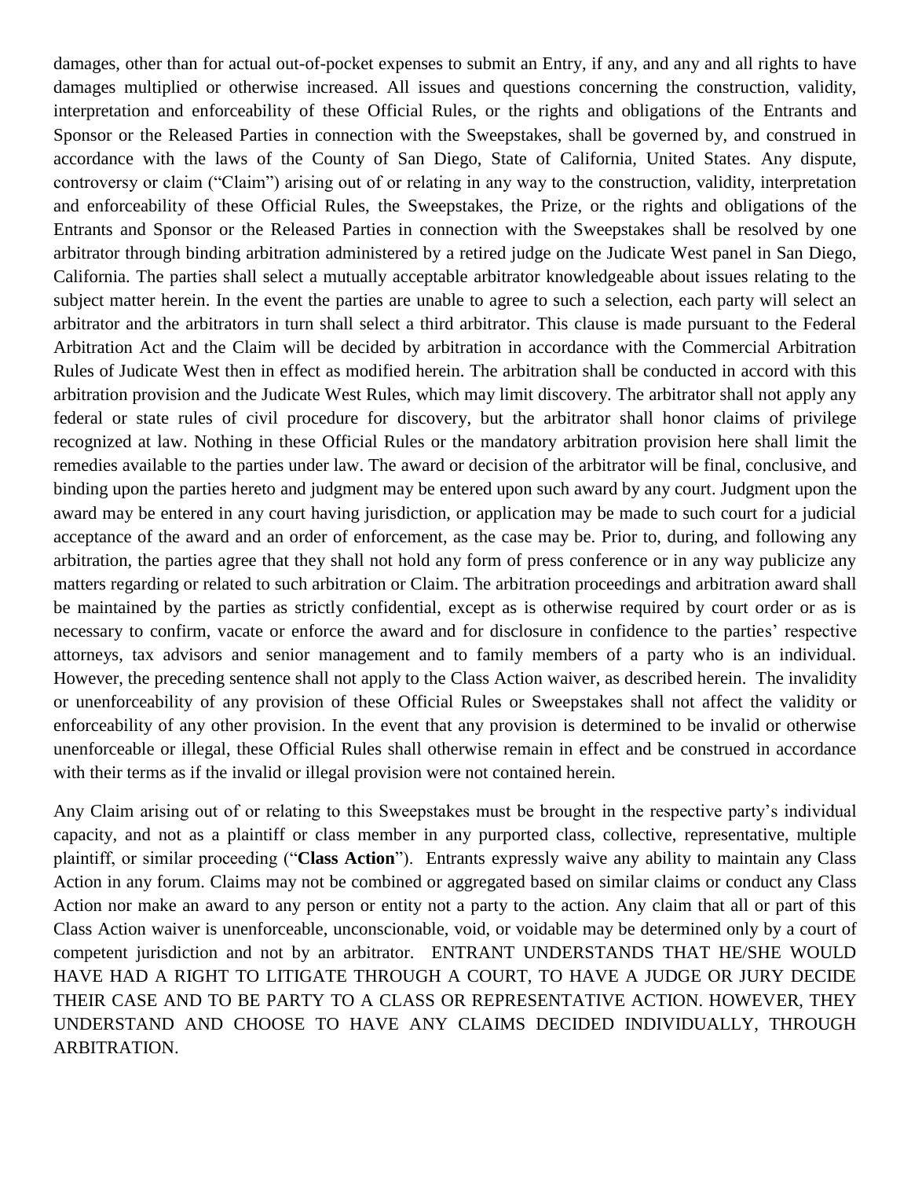damages, other than for actual out-of-pocket expenses to submit an Entry, if any, and any and all rights to have damages multiplied or otherwise increased. All issues and questions concerning the construction, validity, interpretation and enforceability of these Official Rules, or the rights and obligations of the Entrants and Sponsor or the Released Parties in connection with the Sweepstakes, shall be governed by, and construed in accordance with the laws of the County of San Diego, State of California, United States. Any dispute, controversy or claim ("Claim") arising out of or relating in any way to the construction, validity, interpretation and enforceability of these Official Rules, the Sweepstakes, the Prize, or the rights and obligations of the Entrants and Sponsor or the Released Parties in connection with the Sweepstakes shall be resolved by one arbitrator through binding arbitration administered by a retired judge on the Judicate West panel in San Diego, California. The parties shall select a mutually acceptable arbitrator knowledgeable about issues relating to the subject matter herein. In the event the parties are unable to agree to such a selection, each party will select an arbitrator and the arbitrators in turn shall select a third arbitrator. This clause is made pursuant to the Federal Arbitration Act and the Claim will be decided by arbitration in accordance with the Commercial Arbitration Rules of Judicate West then in effect as modified herein. The arbitration shall be conducted in accord with this arbitration provision and the Judicate West Rules, which may limit discovery. The arbitrator shall not apply any federal or state rules of civil procedure for discovery, but the arbitrator shall honor claims of privilege recognized at law. Nothing in these Official Rules or the mandatory arbitration provision here shall limit the remedies available to the parties under law. The award or decision of the arbitrator will be final, conclusive, and binding upon the parties hereto and judgment may be entered upon such award by any court. Judgment upon the award may be entered in any court having jurisdiction, or application may be made to such court for a judicial acceptance of the award and an order of enforcement, as the case may be. Prior to, during, and following any arbitration, the parties agree that they shall not hold any form of press conference or in any way publicize any matters regarding or related to such arbitration or Claim. The arbitration proceedings and arbitration award shall be maintained by the parties as strictly confidential, except as is otherwise required by court order or as is necessary to confirm, vacate or enforce the award and for disclosure in confidence to the parties' respective attorneys, tax advisors and senior management and to family members of a party who is an individual. However, the preceding sentence shall not apply to the Class Action waiver, as described herein. The invalidity or unenforceability of any provision of these Official Rules or Sweepstakes shall not affect the validity or enforceability of any other provision. In the event that any provision is determined to be invalid or otherwise unenforceable or illegal, these Official Rules shall otherwise remain in effect and be construed in accordance with their terms as if the invalid or illegal provision were not contained herein.

Any Claim arising out of or relating to this Sweepstakes must be brought in the respective party's individual capacity, and not as a plaintiff or class member in any purported class, collective, representative, multiple plaintiff, or similar proceeding ("**Class Action**"). Entrants expressly waive any ability to maintain any Class Action in any forum. Claims may not be combined or aggregated based on similar claims or conduct any Class Action nor make an award to any person or entity not a party to the action. Any claim that all or part of this Class Action waiver is unenforceable, unconscionable, void, or voidable may be determined only by a court of competent jurisdiction and not by an arbitrator. ENTRANT UNDERSTANDS THAT HE/SHE WOULD HAVE HAD A RIGHT TO LITIGATE THROUGH A COURT, TO HAVE A JUDGE OR JURY DECIDE THEIR CASE AND TO BE PARTY TO A CLASS OR REPRESENTATIVE ACTION. HOWEVER, THEY UNDERSTAND AND CHOOSE TO HAVE ANY CLAIMS DECIDED INDIVIDUALLY, THROUGH ARBITRATION.